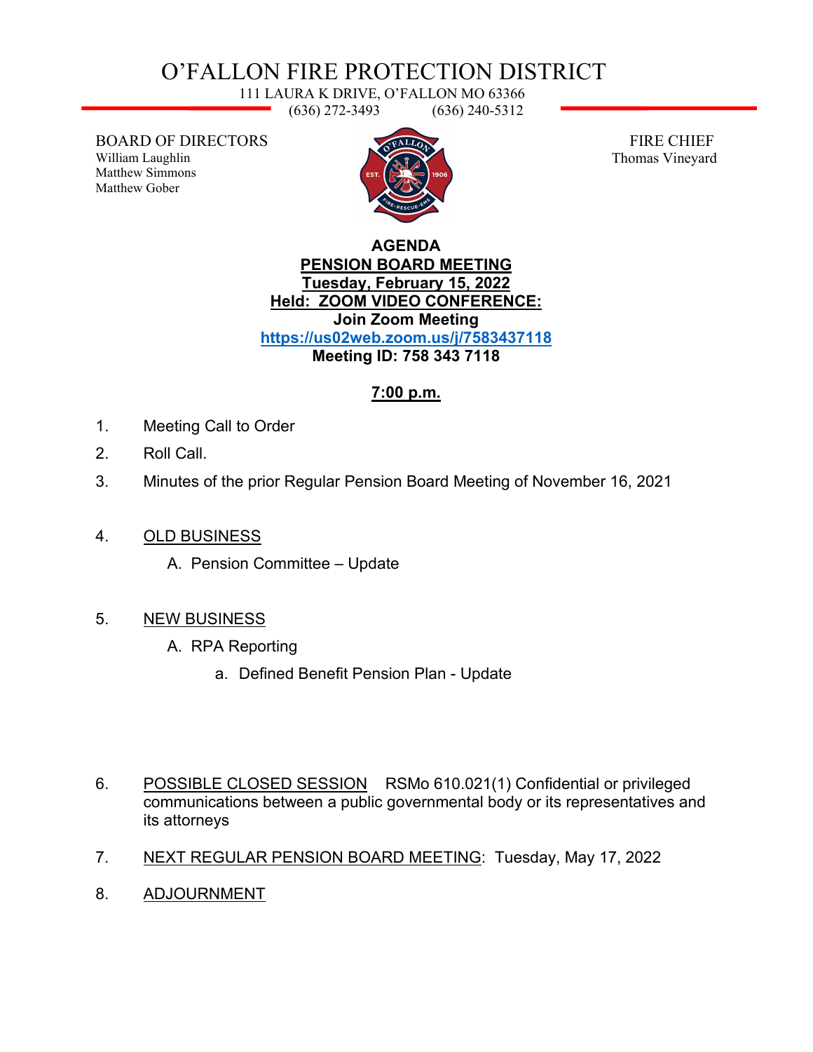# O'FALLON FIRE PROTECTION DISTRICT

111 LAURA K DRIVE, O'FALLON MO 63366
(636) 272-3493 (636) 240-5312

BOARD OF DIRECTORS
William Laughlin
Matthew Simmons
Matthew Gober

FIRE CHIEF
Thomas Vineyard

**AGENDA**
**PENSION BOARD MEETING**
**Tuesday, February 15, 2022**
**Held: ZOOM VIDEO CONFERENCE:**
**Join Zoom Meeting**
**https://us02web.zoom.us/j/7583437118**
**Meeting ID: 758 343 7118**

**7:00 p.m.**

1. Meeting Call to Order
2. Roll Call.
3. Minutes of the prior Regular Pension Board Meeting of November 16, 2021
4. OLD BUSINESS
   - A. Pension Committee – Update
5. NEW BUSINESS
   - A. RPA Reporting
     - a. Defined Benefit Pension Plan - Update
6. POSSIBLE CLOSED SESSION RSMo 610.021(1) Confidential or privileged communications between a public governmental body or its representatives and its attorneys
7. NEXT REGULAR PENSION BOARD MEETING: Tuesday, May 17, 2022
8. ADJOURNMENT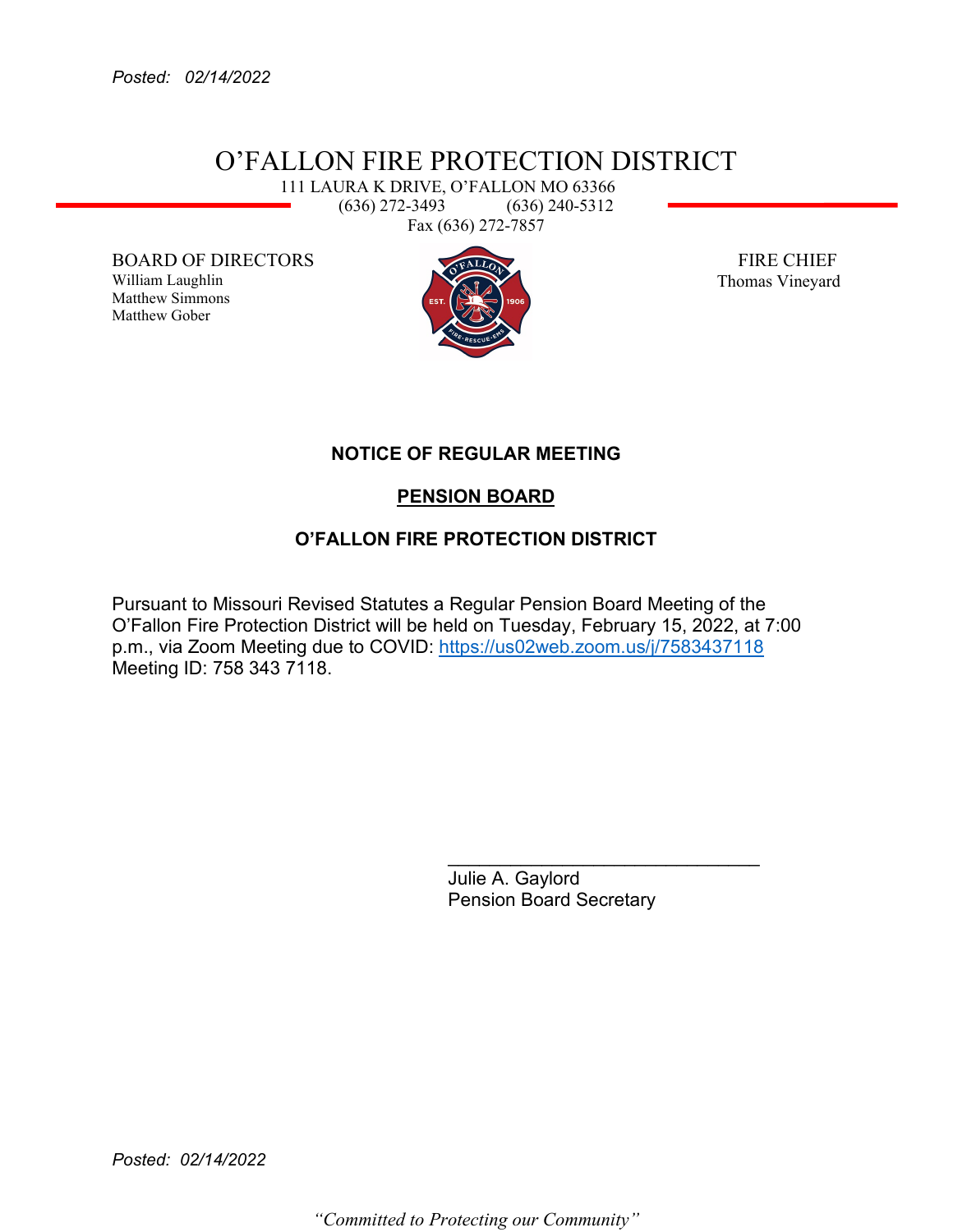*Posted: 02/14/2022*

# O'FALLON FIRE PROTECTION DISTRICT

111 LAURA K DRIVE, O'FALLON MO 63366
(636) 272-3493 (636) 240-5312
Fax (636) 272-7857

BOARD OF DIRECTORS
William Laughlin
Matthew Simmons
Matthew Gober

FIRE CHIEF
Thomas Vineyard

**NOTICE OF REGULAR MEETING**

**PENSION BOARD**

**O'FALLON FIRE PROTECTION DISTRICT**

Pursuant to Missouri Revised Statutes a Regular Pension Board Meeting of the O'Fallon Fire Protection District will be held on Tuesday, February 15, 2022, at 7:00 p.m., via Zoom Meeting due to COVID: https://us02web.zoom.us/j/7583437118 Meeting ID: 758 343 7118.

_______________________________
Julie A. Gaylord
Pension Board Secretary

*Posted: 02/14/2022*

*"Committed to Protecting our Community"*